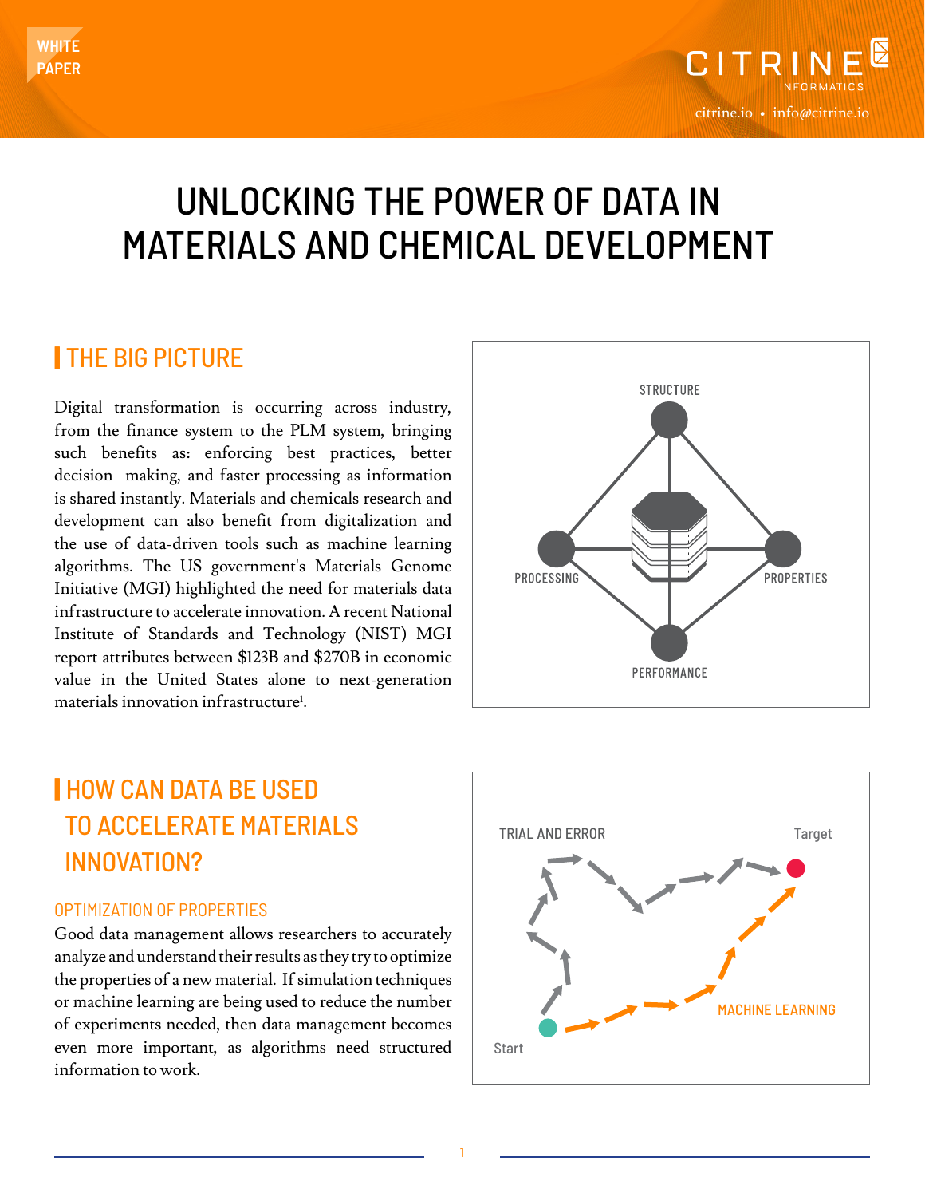WHITE PAPER

CITRINE INFORMATICS

citrine.io • info@citrine.io

# UNLOCKING THE POWER OF DATA IN MATERIALS AND CHEMICAL DEVELOPMENT

## THE BIG PICTURE

Digital transformation is occurring across industry, from the finance system to the PLM system, bringing such benefits as: enforcing best practices, better decision making, and faster processing as information is shared instantly. Materials and chemicals research and development can also benefit from digitalization and the use of data-driven tools such as machine learning algorithms. The US government's Materials Genome Initiative (MGI) highlighted the need for materials data infrastructure to accelerate innovation. A recent National Institute of Standards and Technology (NIST) MGI report attributes between $123B and $270B in economic value in the United States alone to next-generation materials innovation infrastructure[1].

STRUCTURE

PROCESSING

PROPERTIES

PERFORMANCE

## HOW CAN DATA BE USED TO ACCELERATE MATERIALS INNOVATION?

### OPTIMIZATION OF PROPERTIES

Good data management allows researchers to accurately analyze and understand their results as they try to optimize the properties of a new material. If simulation techniques or machine learning are being used to reduce the number of experiments needed, then data management becomes even more important, as algorithms need structured information to work.

TRIAL AND ERROR

Target

MACHINE LEARNING

Start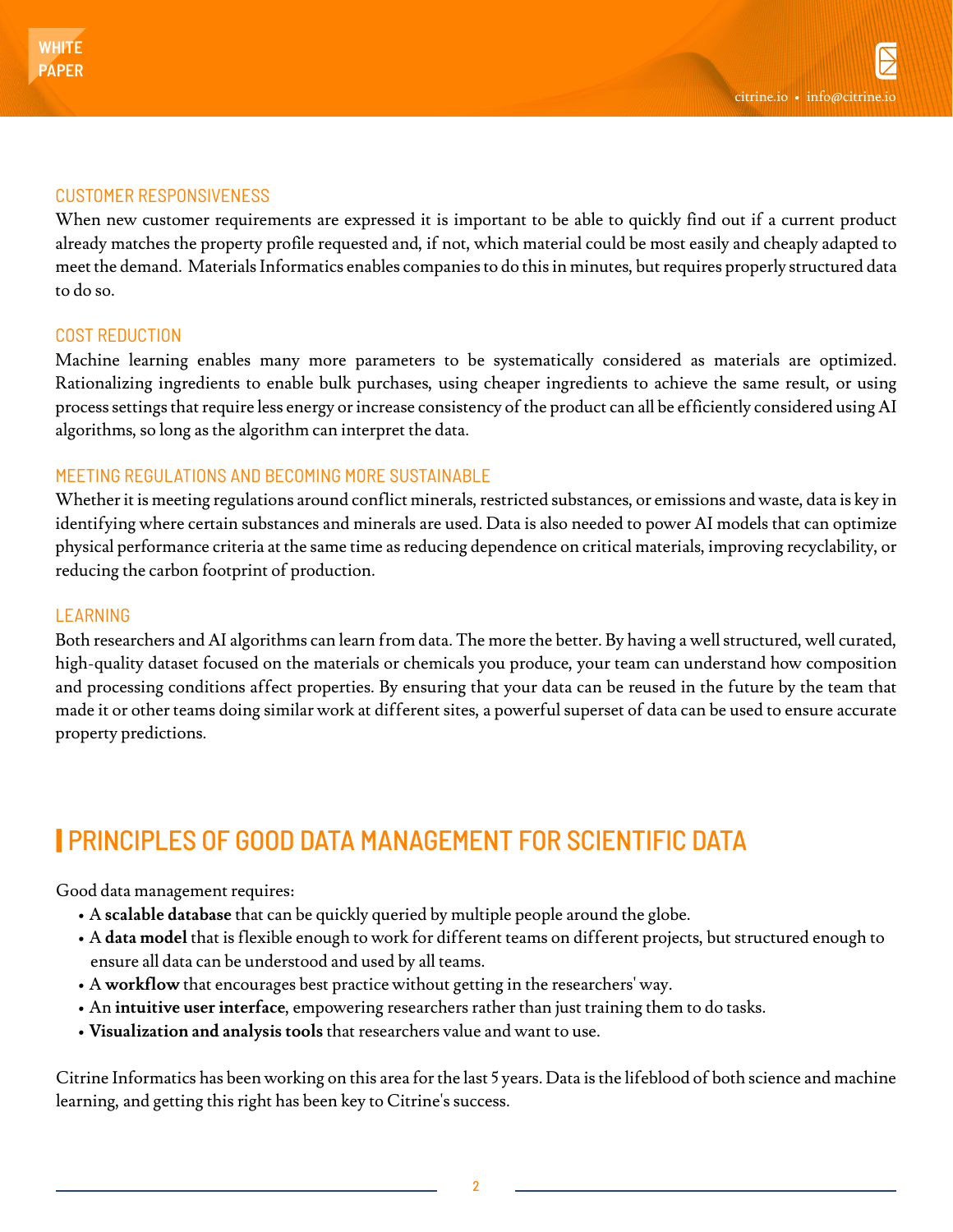### CUSTOMER RESPONSIVENESS

When new customer requirements are expressed it is important to be able to quickly find out if a current product already matches the property profile requested and, if not, which material could be most easily and cheaply adapted to meet the demand. Materials Informatics enables companies to do this in minutes, but requires properly structured data to do so.

### COST REDUCTION

Machine learning enables many more parameters to be systematically considered as materials are optimized. Rationalizing ingredients to enable bulk purchases, using cheaper ingredients to achieve the same result, or using process settings that require less energy or increase consistency of the product can all be efficiently considered using AI algorithms, so long as the algorithm can interpret the data.

### MEETING REGULATIONS AND BECOMING MORE SUSTAINABLE

Whether it is meeting regulations around conflict minerals, restricted substances, or emissions and waste, data is key in identifying where certain substances and minerals are used. Data is also needed to power AI models that can optimize physical performance criteria at the same time as reducing dependence on critical materials, improving recyclability, or reducing the carbon footprint of production.

### LEARNING

Both researchers and AI algorithms can learn from data. The more the better. By having a well structured, well curated, high-quality dataset focused on the materials or chemicals you produce, your team can understand how composition and processing conditions affect properties. By ensuring that your data can be reused in the future by the team that made it or other teams doing similar work at different sites, a powerful superset of data can be used to ensure accurate property predictions.

## PRINCIPLES OF GOOD DATA MANAGEMENT FOR SCIENTIFIC DATA

Good data management requires:

- A **scalable database** that can be quickly queried by multiple people around the globe.
- A **data model** that is flexible enough to work for different teams on different projects, but structured enough to ensure all data can be understood and used by all teams.
- A **workflow** that encourages best practice without getting in the researchers' way.
- An **intuitive user interface**, empowering researchers rather than just training them to do tasks.
- **Visualization and analysis tools** that researchers value and want to use.

Citrine Informatics has been working on this area for the last 5 years. Data is the lifeblood of both science and machine learning, and getting this right has been key to Citrine's success.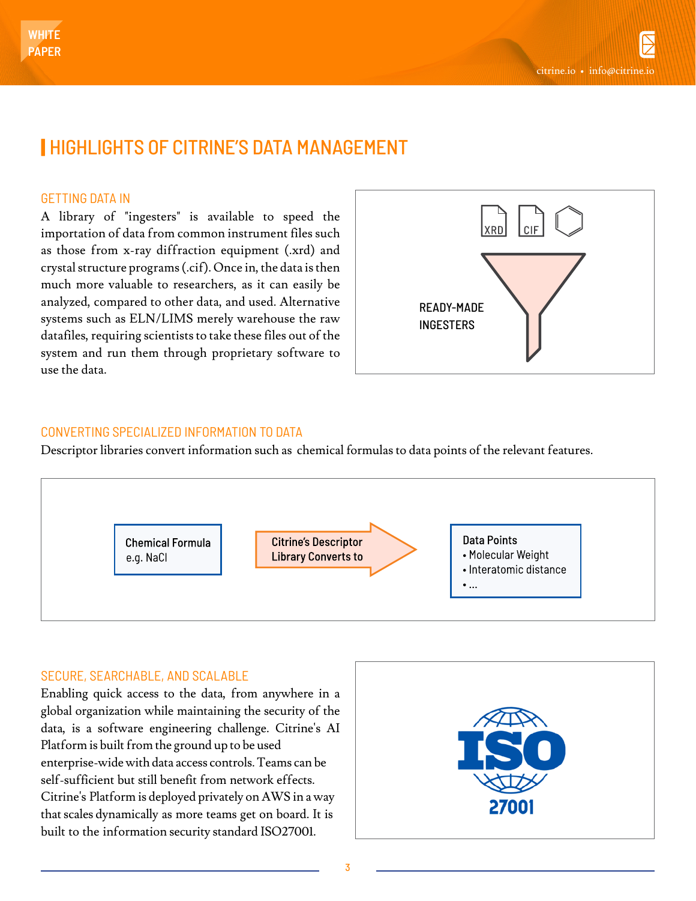# HIGHLIGHTS OF CITRINE'S DATA MANAGEMENT

## GETTING DATA IN

A library of "ingesters" is available to speed the importation of data from common instrument files such as those from x-ray diffraction equipment (.xrd) and crystal structure programs (.cif). Once in, the data is then much more valuable to researchers, as it can easily be analyzed, compared to other data, and used. Alternative systems such as ELN/LIMS merely warehouse the raw datafiles, requiring scientists to take these files out of the system and run them through proprietary software to use the data.

XRD

CIF

READY-MADE INGESTERS

## CONVERTING SPECIALIZED INFORMATION TO DATA

Descriptor libraries convert information such as chemical formulas to data points of the relevant features.

Chemical Formula
e.g. NaCl

Citrine's Descriptor Library Converts to

Data Points
- Molecular Weight
- Interatomic distance
- ...

## SECURE, SEARCHABLE, AND SCALABLE

Enabling quick access to the data, from anywhere in a global organization while maintaining the security of the data, is a software engineering challenge. Citrine's AI Platform is built from the ground up to be used enterprise-wide with data access controls. Teams can be self-sufficient but still benefit from network effects. Citrine's Platform is deployed privately on AWS in a way that scales dynamically as more teams get on board. It is built to the information security standard ISO27001.

ISO
27001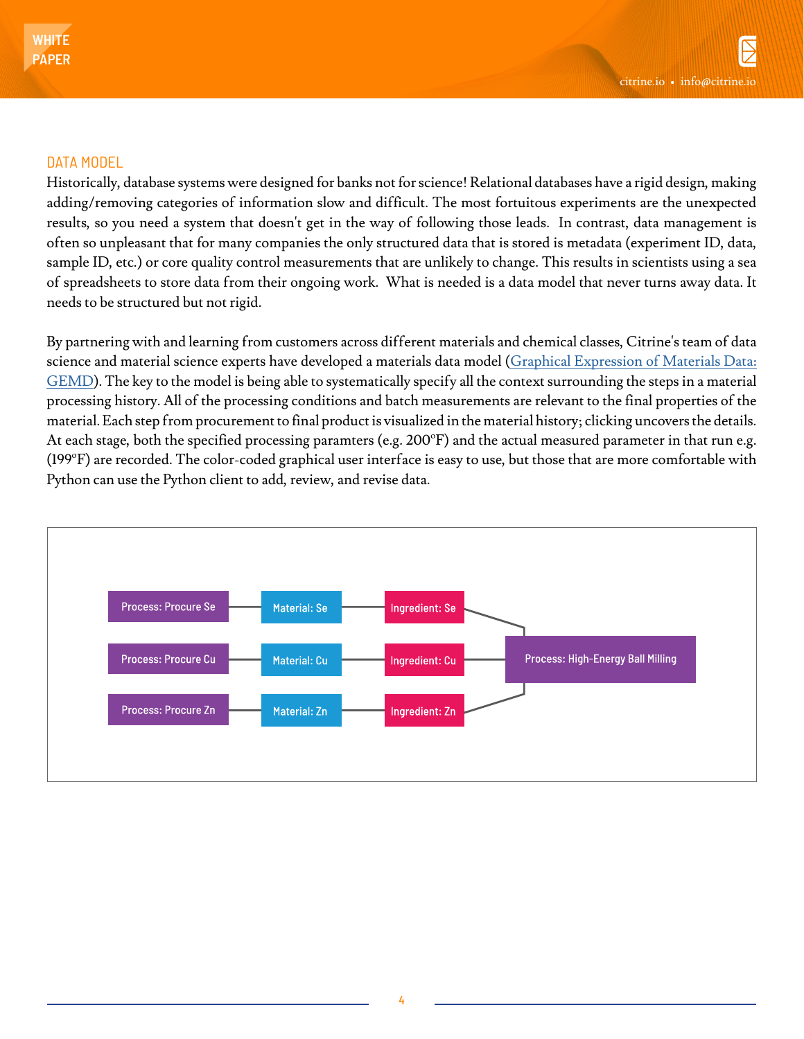## DATA MODEL

Historically, database systems were designed for banks not for science! Relational databases have a rigid design, making adding/removing categories of information slow and difficult. The most fortuitous experiments are the unexpected results, so you need a system that doesn't get in the way of following those leads. In contrast, data management is often so unpleasant that for many companies the only structured data that is stored is metadata (experiment ID, data, sample ID, etc.) or core quality control measurements that are unlikely to change. This results in scientists using a sea of spreadsheets to store data from their ongoing work. What is needed is a data model that never turns away data. It needs to be structured but not rigid.

By partnering with and learning from customers across different materials and chemical classes, Citrine's team of data science and material science experts have developed a materials data model ([Graphical Expression of Materials Data: GEMD]()). The key to the model is being able to systematically specify all the context surrounding the steps in a material processing history. All of the processing conditions and batch measurements are relevant to the final properties of the material. Each step from procurement to final product is visualized in the material history; clicking uncovers the details. At each stage, both the specified processing paramters (e.g. 200°F) and the actual measured parameter in that run e.g. (199°F) are recorded. The color-coded graphical user interface is easy to use, but those that are more comfortable with Python can use the Python client to add, review, and revise data.

Process: Procure Se
Material: Se
Ingredient: Se
Process: Procure Cu
Material: Cu
Ingredient: Cu
Process: Procure Zn
Material: Zn
Ingredient: Zn
Process: High-Energy Ball Milling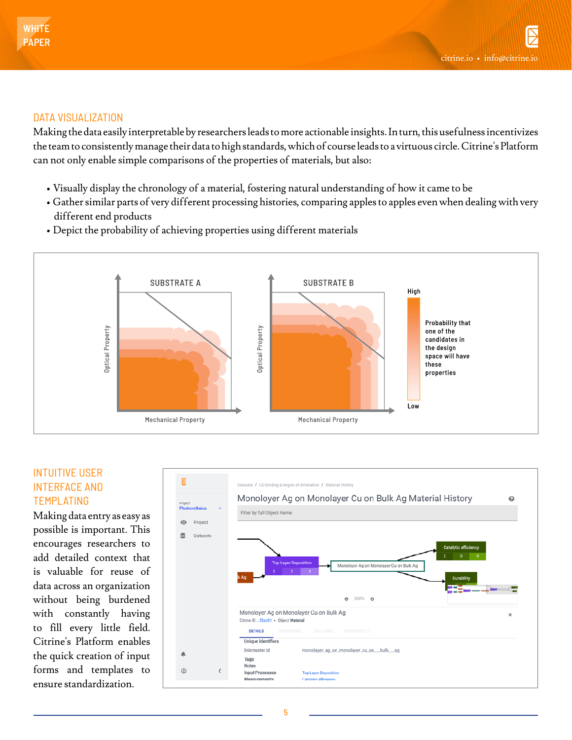## DATA VISUALIZATION

Making the data easily interpretable by researchers leads to more actionable insights. In turn, this usefulness incentivizes the team to consistently manage their data to high standards, which of course leads to a virtuous circle. Citrine's Platform can not only enable simple comparisons of the properties of materials, but also:

- Visually display the chronology of a material, fostering natural understanding of how it came to be
- Gather similar parts of very different processing histories, comparing apples to apples even when dealing with very different end products
- Depict the probability of achieving properties using different materials

SUBSTRATE A

Optical Property

Mechanical Property

SUBSTRATE B

Optical Property

Mechanical Property

High

Probability that one of the candidates in the design space will have these properties

Low

## INTUITIVE USER INTERFACE AND TEMPLATING

Making data entry as easy as possible is important. This encourages researchers to add detailed context that is valuable for reuse of data across an organization without being burdened with constantly having to fill every little field. Citrine's Platform enables the quick creation of input forms and templates to ensure standardization.

Datasets / CO Binding Energies of Bimetallics / Material History

Monoloyer Ag on Monolayer Cu on Bulk Ag Material History

Filter by full Object Name

Top Layer Deposition

Monoloyer Ag on Monolayer Cu on Bulk Ag

Catalytic efficiency

Durability

Monoloyer Ag on Monolayer Cu on Bulk Ag

DETAILS

Unique Identifiers

linkmaster id monolayer_ag_on_monolayer_cu_on__bulk__ag

Tags

Notes

Input Processes Top Layer Deposition

Measurements Catalytic efficiency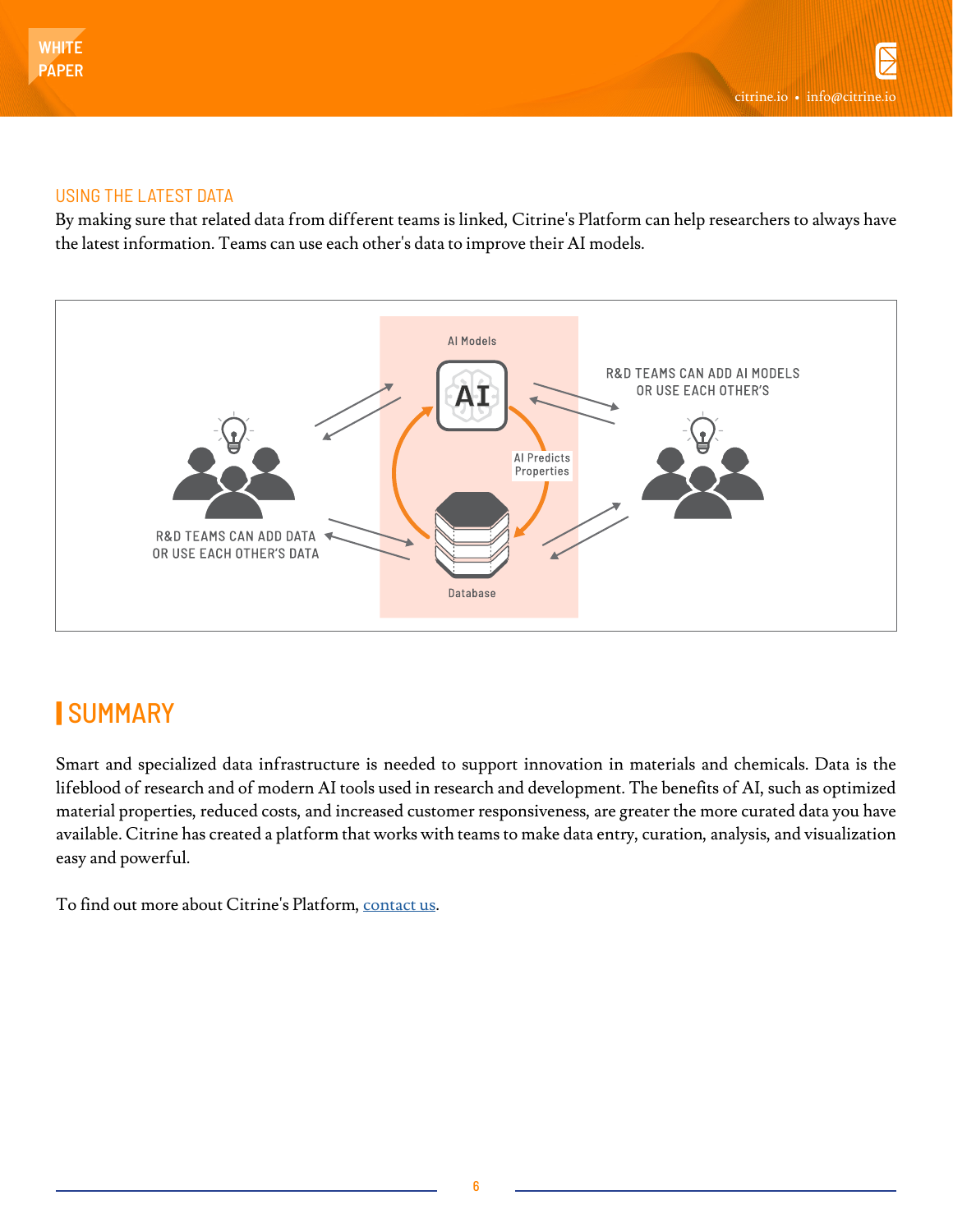### USING THE LATEST DATA

By making sure that related data from different teams is linked, Citrine's Platform can help researchers to always have the latest information. Teams can use each other's data to improve their AI models.

AI Models

AI

R&D TEAMS CAN ADD AI MODELS OR USE EACH OTHER'S

AI Predicts Properties

R&D TEAMS CAN ADD DATA OR USE EACH OTHER'S DATA

Database

## SUMMARY

Smart and specialized data infrastructure is needed to support innovation in materials and chemicals. Data is the lifeblood of research and of modern AI tools used in research and development. The benefits of AI, such as optimized material properties, reduced costs, and increased customer responsiveness, are greater the more curated data you have available. Citrine has created a platform that works with teams to make data entry, curation, analysis, and visualization easy and powerful.

To find out more about Citrine's Platform, contact us.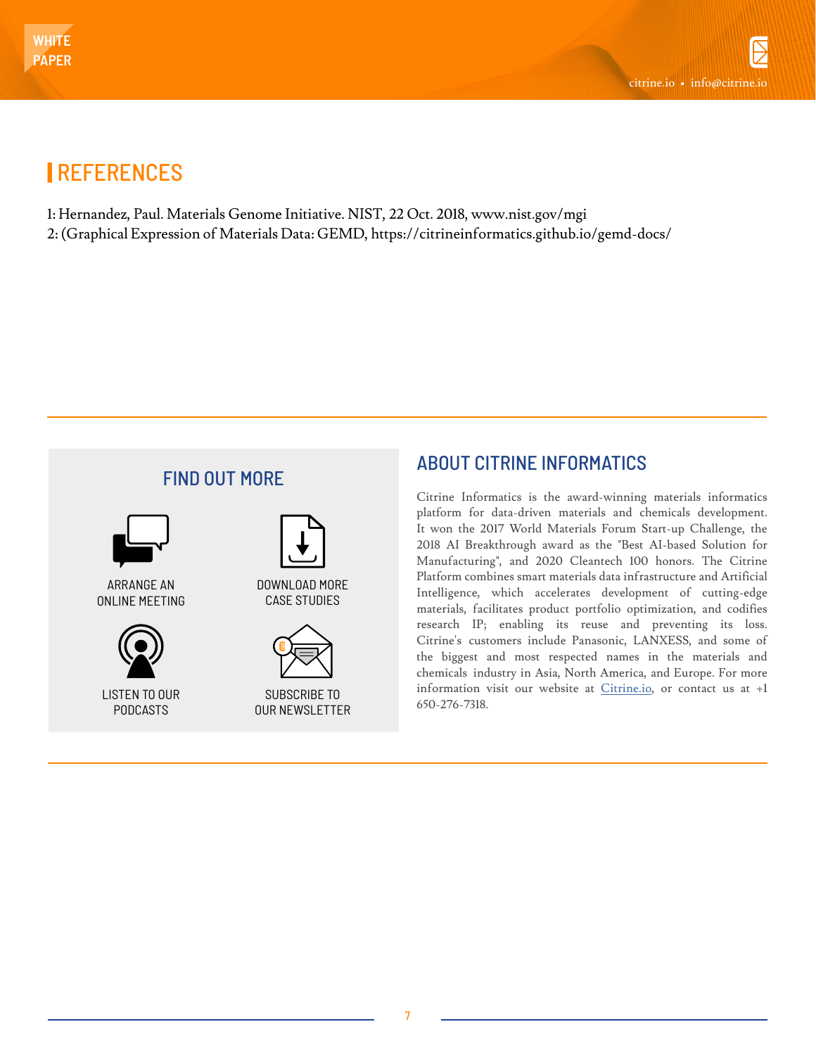## REFERENCES

1: Hernandez, Paul. Materials Genome Initiative. NIST, 22 Oct. 2018, www.nist.gov/mgi
2: (Graphical Expression of Materials Data: GEMD, https://citrineinformatics.github.io/gemd-docs/

## FIND OUT MORE

ARRANGE AN ONLINE MEETING

DOWNLOAD MORE CASE STUDIES

LISTEN TO OUR PODCASTS

SUBSCRIBE TO OUR NEWSLETTER

## ABOUT CITRINE INFORMATICS

Citrine Informatics is the award-winning materials informatics platform for data-driven materials and chemicals development. It won the 2017 World Materials Forum Start-up Challenge, the 2018 AI Breakthrough award as the "Best AI-based Solution for Manufacturing", and 2020 Cleantech 100 honors. The Citrine Platform combines smart materials data infrastructure and Artificial Intelligence, which accelerates development of cutting-edge materials, facilitates product portfolio optimization, and codifies research IP; enabling its reuse and preventing its loss. Citrine's customers include Panasonic, LANXESS, and some of the biggest and most respected names in the materials and chemicals industry in Asia, North America, and Europe. For more information visit our website at Citrine.io, or contact us at +1 650-276-7318.